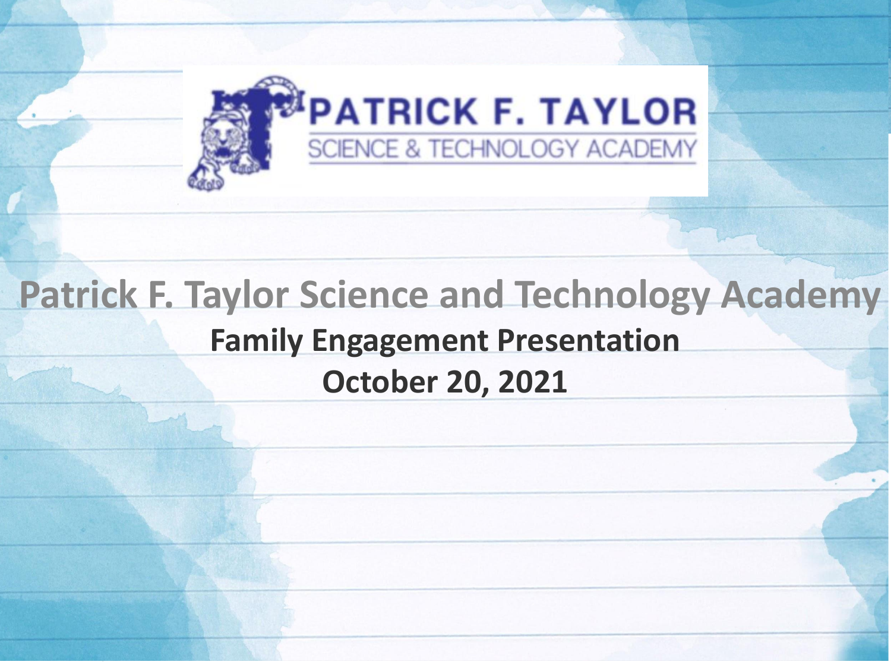# Patrick F. Taylor Science and Technology Academy

## Family Engagement Presentation

## October 20, 2021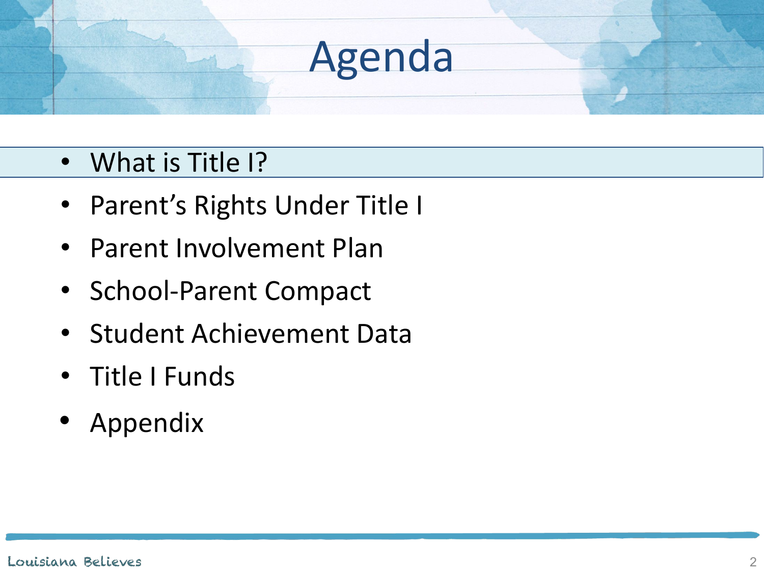# Agenda

- What is Title I?
- Parent's Rights Under Title I
- Parent Involvement Plan
- School-Parent Compact
- Student Achievement Data
- Title I Funds
- Appendix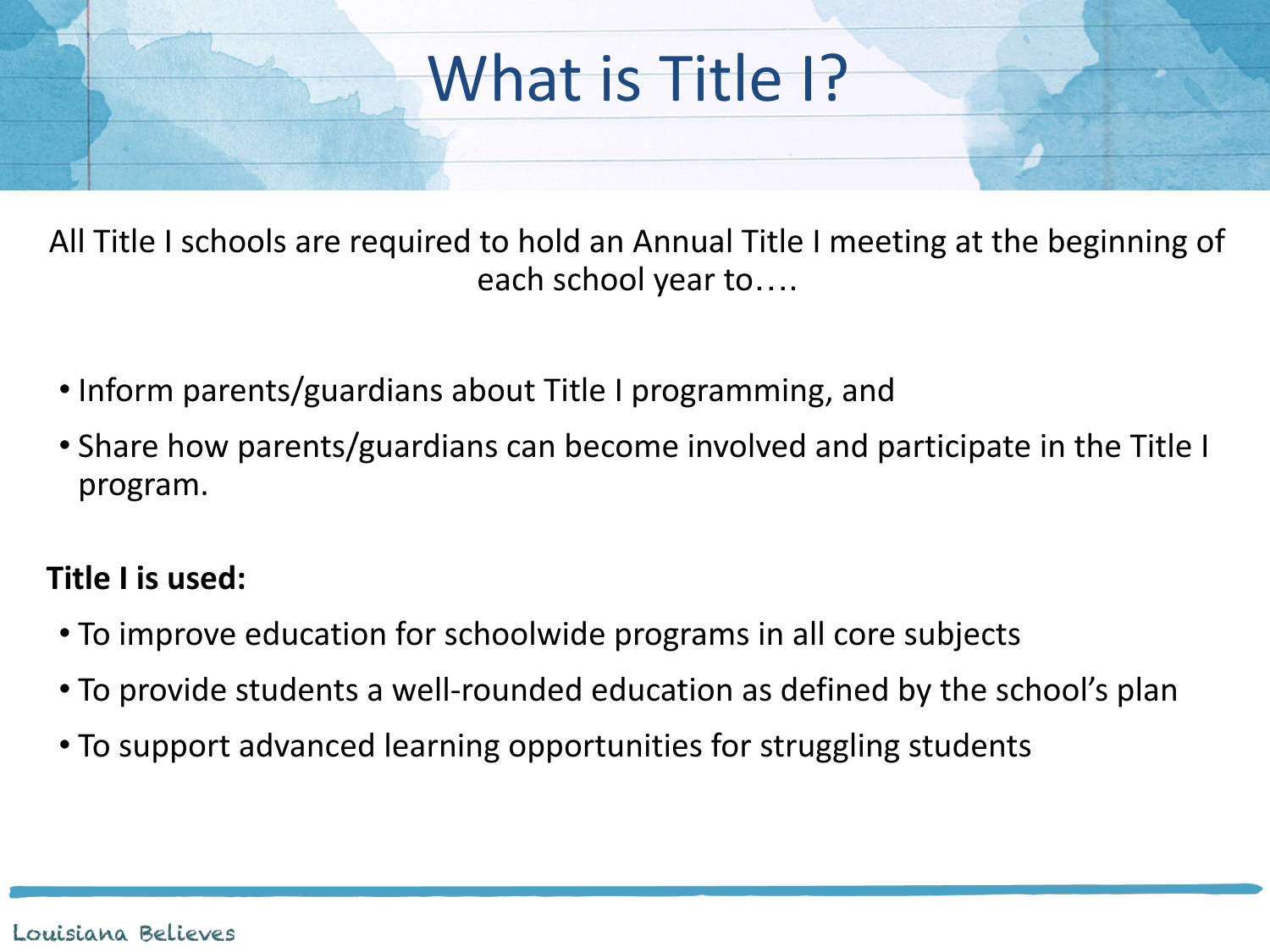# What is Title I?

All Title I schools are required to hold an Annual Title I meeting at the beginning of each school year to….

- Inform parents/guardians about Title I programming, and
- Share how parents/guardians can become involved and participate in the Title I program.

**Title I is used:**

- To improve education for schoolwide programs in all core subjects
- To provide students a well-rounded education as defined by the school's plan
- To support advanced learning opportunities for struggling students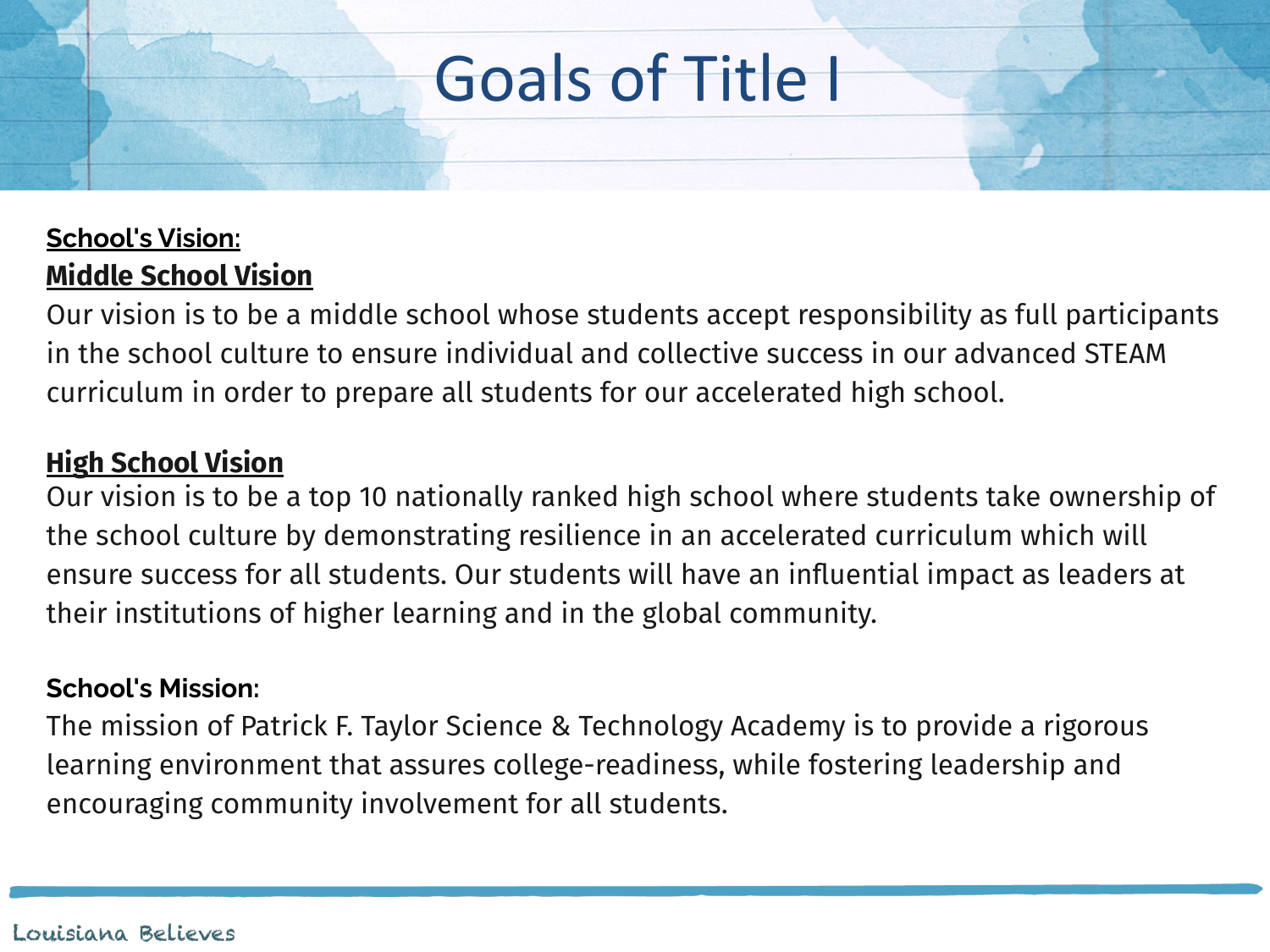# Goals of Title I

**School's Vision:**

**Middle School Vision**

Our vision is to be a middle school whose students accept responsibility as full participants in the school culture to ensure individual and collective success in our advanced STEAM curriculum in order to prepare all students for our accelerated high school.

**High School Vision**

Our vision is to be a top 10 nationally ranked high school where students take ownership of the school culture by demonstrating resilience in an accelerated curriculum which will ensure success for all students. Our students will have an influential impact as leaders at their institutions of higher learning and in the global community.

**School's Mission**:

The mission of Patrick F. Taylor Science & Technology Academy is to provide a rigorous learning environment that assures college-readiness, while fostering leadership and encouraging community involvement for all students.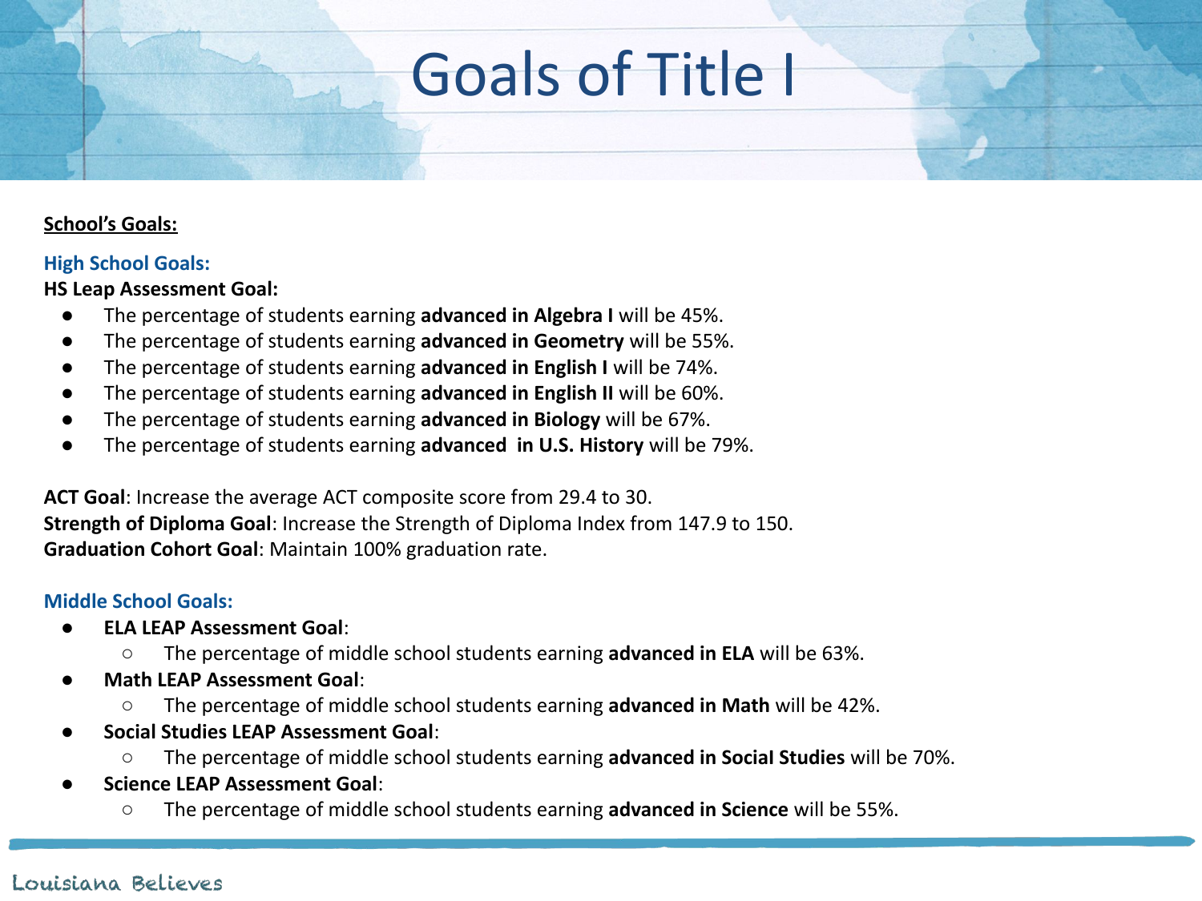# Goals of Title I

**<u>School's Goals:</u>**

**High School Goals:**

**HS Leap Assessment Goal:**

- The percentage of students earning **advanced in Algebra I** will be 45%.
- The percentage of students earning **advanced in Geometry** will be 55%.
- The percentage of students earning **advanced in English I** will be 74%.
- The percentage of students earning **advanced in English II** will be 60%.
- The percentage of students earning **advanced in Biology** will be 67%.
- The percentage of students earning **advanced in U.S. History** will be 79%.

**ACT Goal**: Increase the average ACT composite score from 29.4 to 30.
**Strength of Diploma Goal**: Increase the Strength of Diploma Index from 147.9 to 150.
**Graduation Cohort Goal**: Maintain 100% graduation rate.

**Middle School Goals:**

- **ELA LEAP Assessment Goal**:
  - The percentage of middle school students earning **advanced in ELA** will be 63%.
- **Math LEAP Assessment Goal**:
  - The percentage of middle school students earning **advanced in Math** will be 42%.
- **Social Studies LEAP Assessment Goal**:
  - The percentage of middle school students earning **advanced in Social Studies** will be 70%.
- **Science LEAP Assessment Goal**:
  - The percentage of middle school students earning **advanced in Science** will be 55%.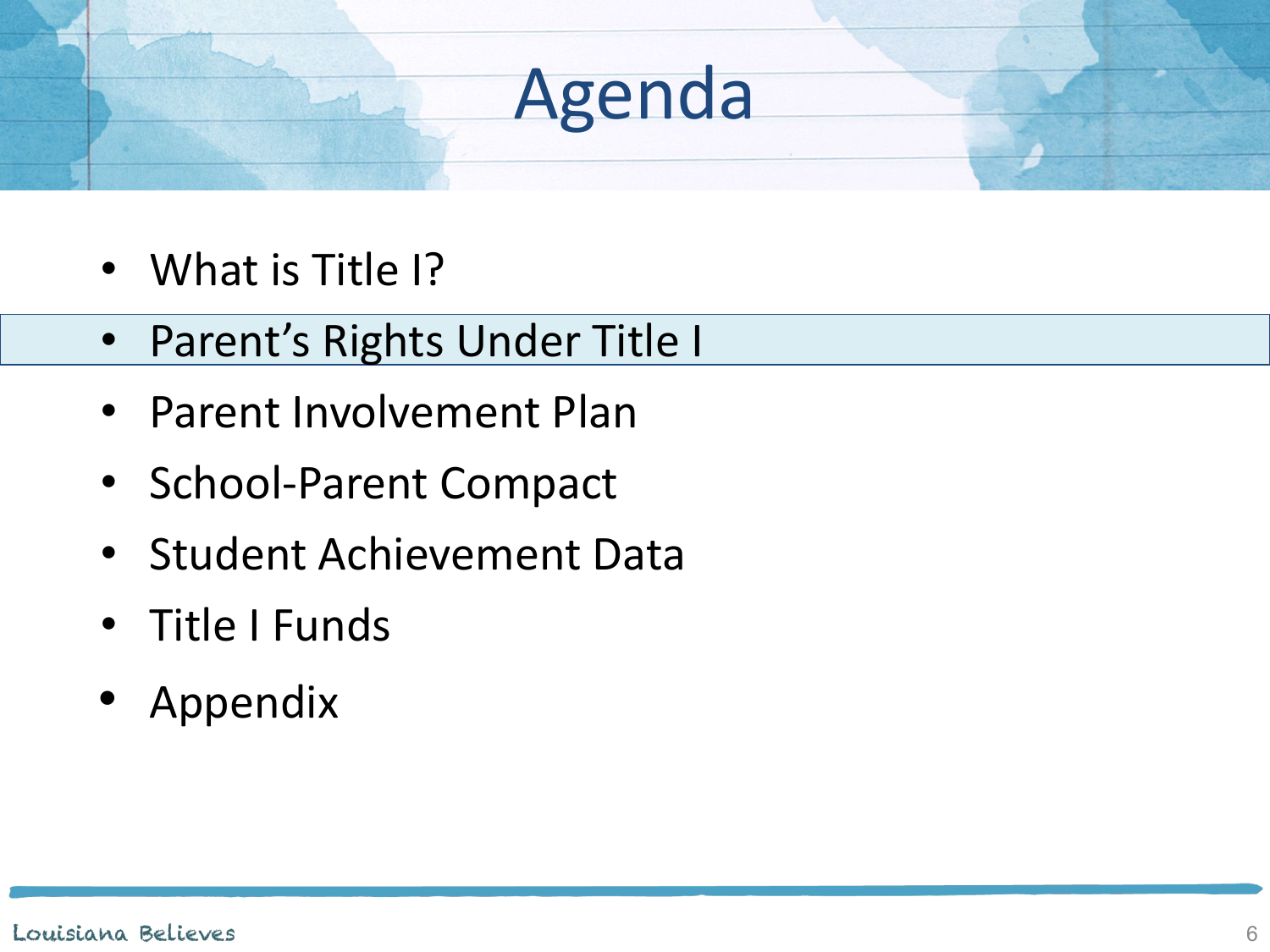# Agenda

- What is Title I?
- Parent's Rights Under Title I
- Parent Involvement Plan
- School-Parent Compact
- Student Achievement Data
- Title I Funds
- Appendix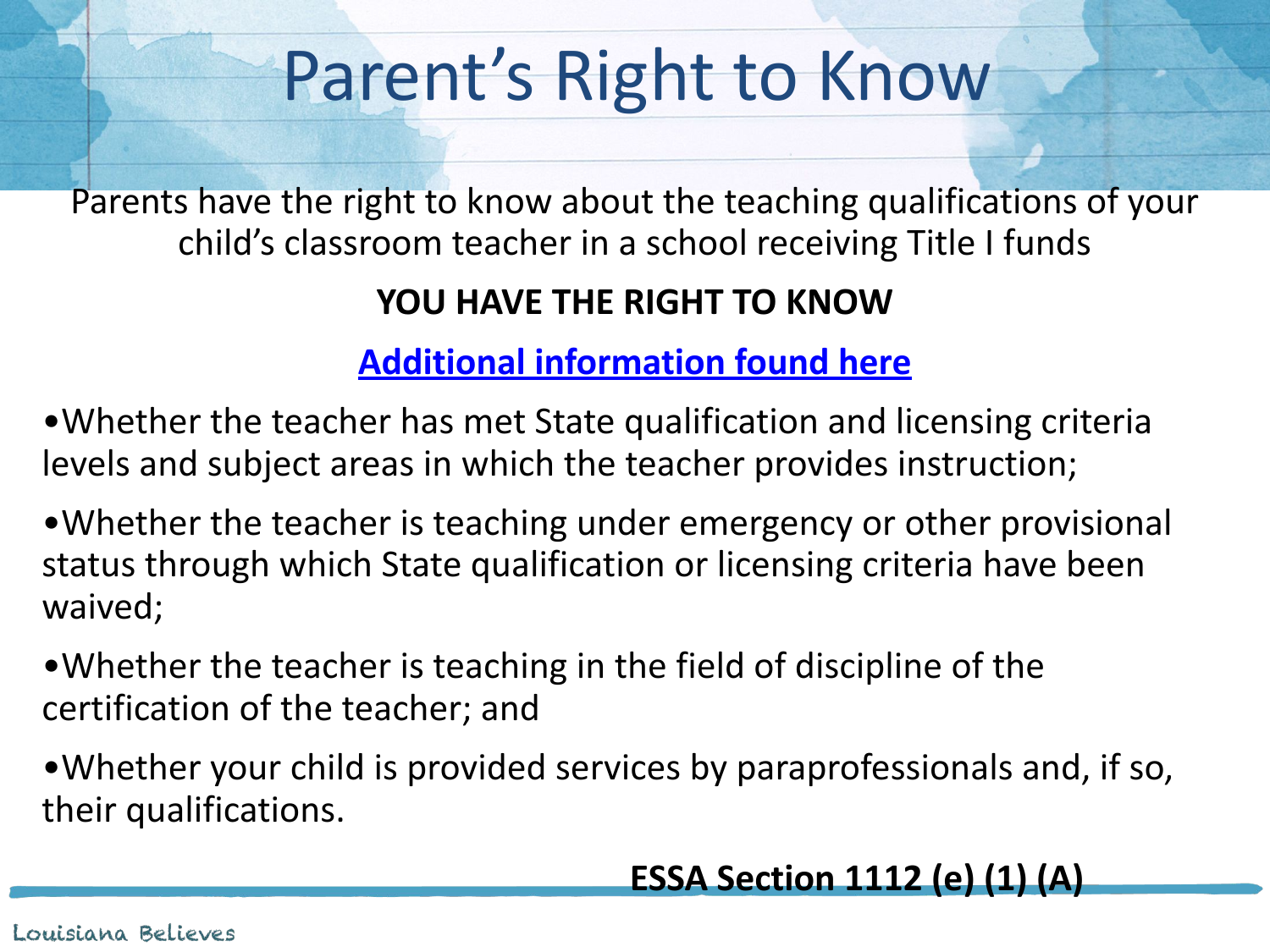# Parent's Right to Know

Parents have the right to know about the teaching qualifications of your child's classroom teacher in a school receiving Title I funds

**YOU HAVE THE RIGHT TO KNOW**

**Additional information found here**

- Whether the teacher has met State qualification and licensing criteria levels and subject areas in which the teacher provides instruction;
- Whether the teacher is teaching under emergency or other provisional status through which State qualification or licensing criteria have been waived;
- Whether the teacher is teaching in the field of discipline of the certification of the teacher; and
- Whether your child is provided services by paraprofessionals and, if so, their qualifications.

**ESSA Section 1112 (e) (1) (A)**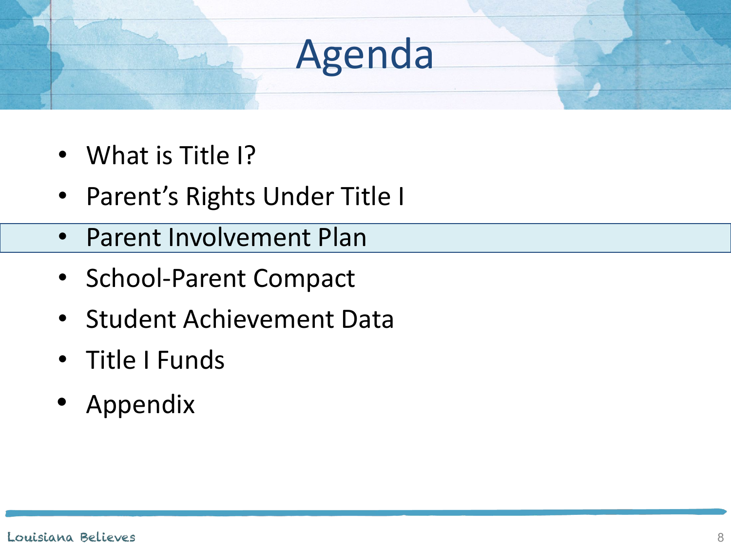# Agenda

- What is Title I?
- Parent's Rights Under Title I
- Parent Involvement Plan
- School-Parent Compact
- Student Achievement Data
- Title I Funds
- Appendix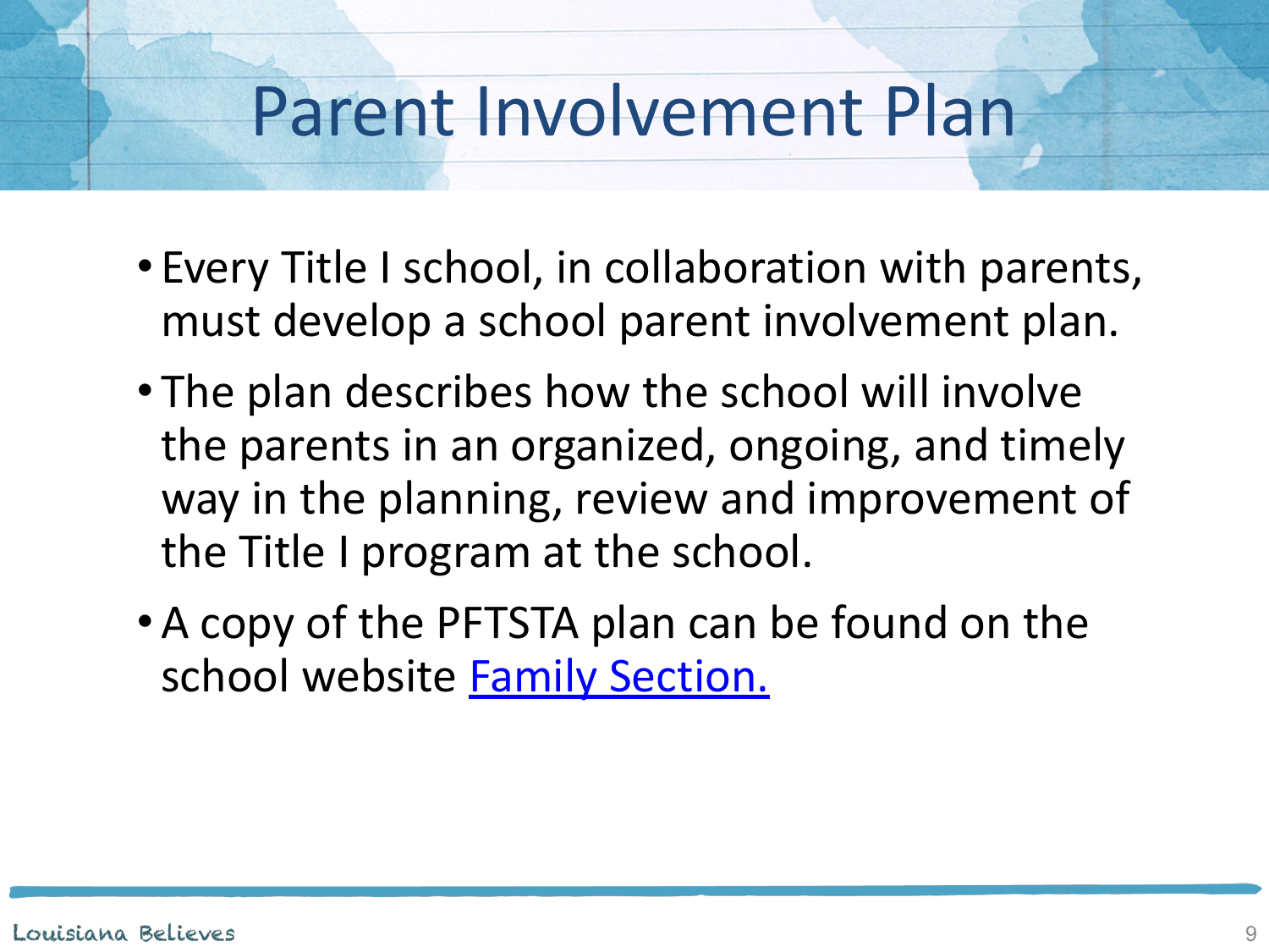# Parent Involvement Plan

- Every Title I school, in collaboration with parents, must develop a school parent involvement plan.
- The plan describes how the school will involve the parents in an organized, ongoing, and timely way in the planning, review and improvement of the Title I program at the school.
- A copy of the PFTSTA plan can be found on the school website Family Section.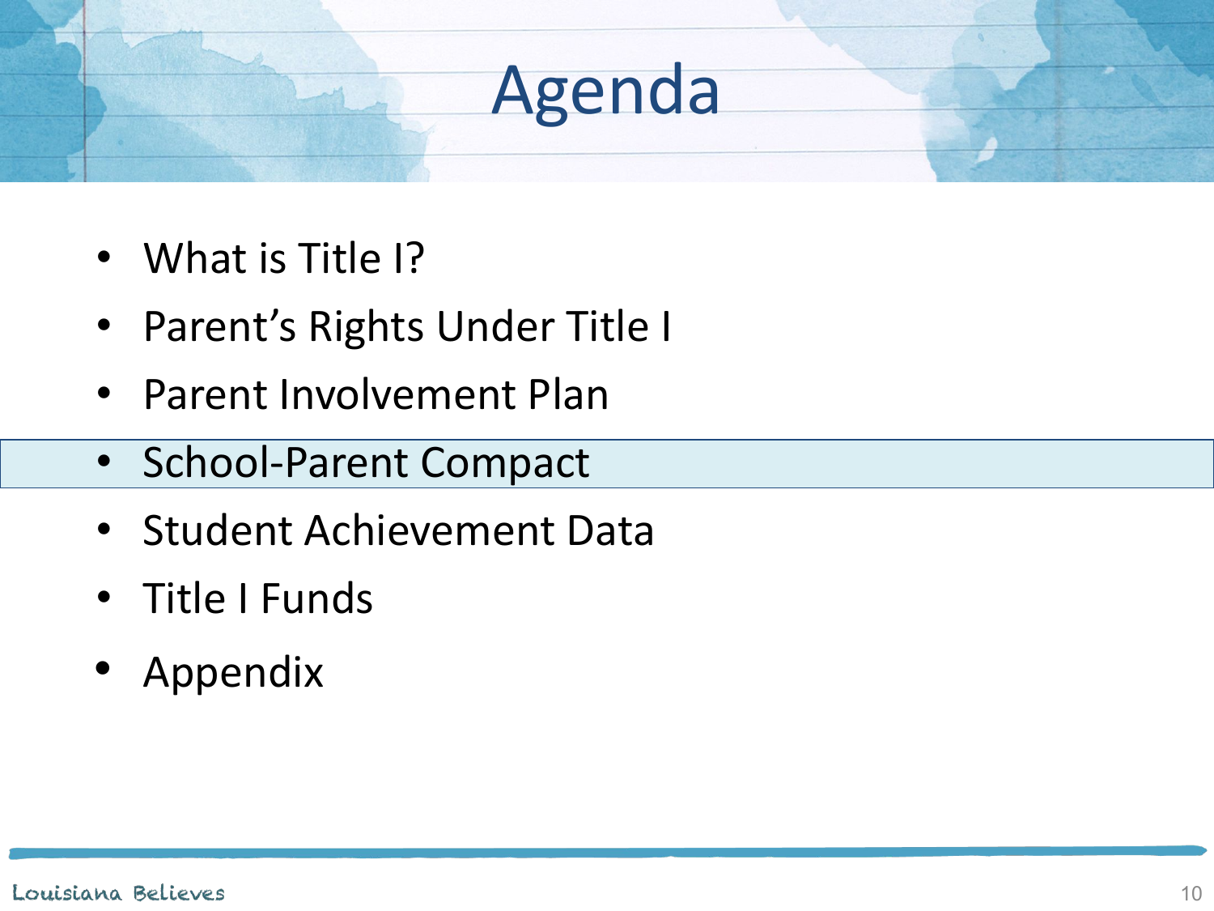# Agenda

- What is Title I?
- Parent's Rights Under Title I
- Parent Involvement Plan
- School-Parent Compact
- Student Achievement Data
- Title I Funds
- Appendix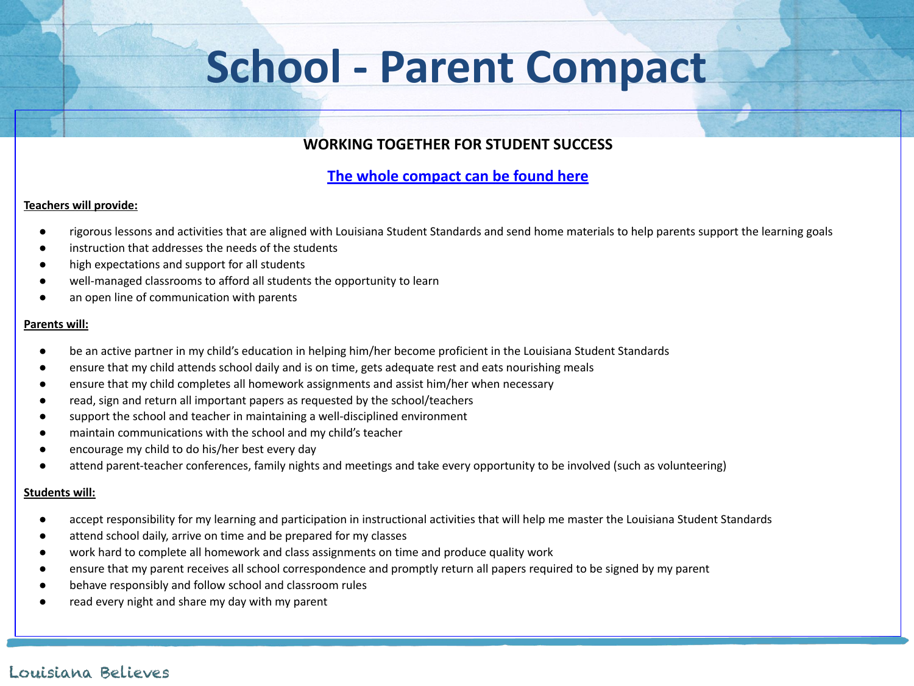# School - Parent Compact

**WORKING TOGETHER FOR STUDENT SUCCESS**

**The whole compact can be found here**

**Teachers will provide:**

- rigorous lessons and activities that are aligned with Louisiana Student Standards and send home materials to help parents support the learning goals
- instruction that addresses the needs of the students
- high expectations and support for all students
- well-managed classrooms to afford all students the opportunity to learn
- an open line of communication with parents

**Parents will:**

- be an active partner in my child's education in helping him/her become proficient in the Louisiana Student Standards
- ensure that my child attends school daily and is on time, gets adequate rest and eats nourishing meals
- ensure that my child completes all homework assignments and assist him/her when necessary
- read, sign and return all important papers as requested by the school/teachers
- support the school and teacher in maintaining a well-disciplined environment
- maintain communications with the school and my child's teacher
- encourage my child to do his/her best every day
- attend parent-teacher conferences, family nights and meetings and take every opportunity to be involved (such as volunteering)

**Students will:**

- accept responsibility for my learning and participation in instructional activities that will help me master the Louisiana Student Standards
- attend school daily, arrive on time and be prepared for my classes
- work hard to complete all homework and class assignments on time and produce quality work
- ensure that my parent receives all school correspondence and promptly return all papers required to be signed by my parent
- behave responsibly and follow school and classroom rules
- read every night and share my day with my parent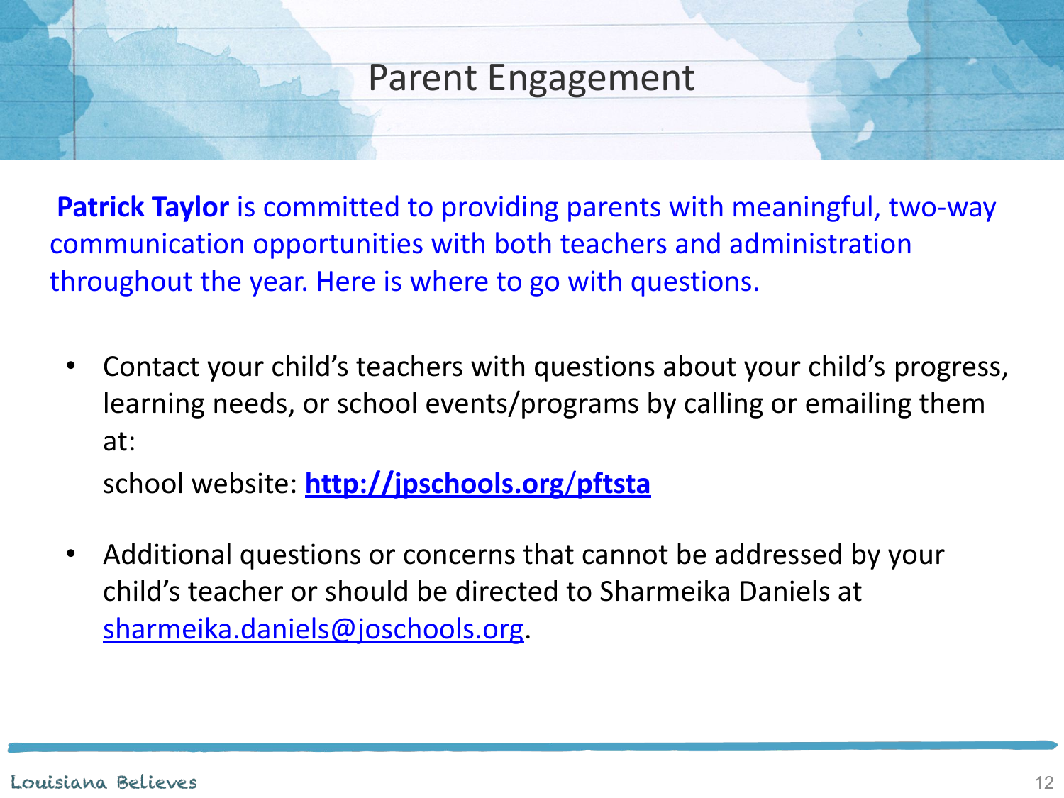# Parent Engagement

**Patrick Taylor** is committed to providing parents with meaningful, two-way communication opportunities with both teachers and administration throughout the year. Here is where to go with questions.

- Contact your child's teachers with questions about your child's progress, learning needs, or school events/programs by calling or emailing them at:
  
  school website: **http://jpschools.org/pftsta**

- Additional questions or concerns that cannot be addressed by your child's teacher or should be directed to Sharmeika Daniels at sharmeika.daniels@joschools.org.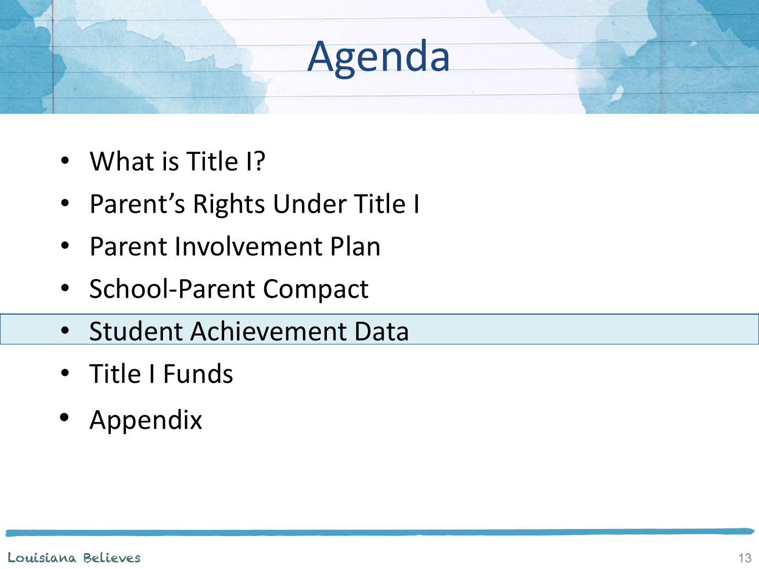# Agenda

- What is Title I?
- Parent's Rights Under Title I
- Parent Involvement Plan
- School-Parent Compact
- Student Achievement Data
- Title I Funds
- Appendix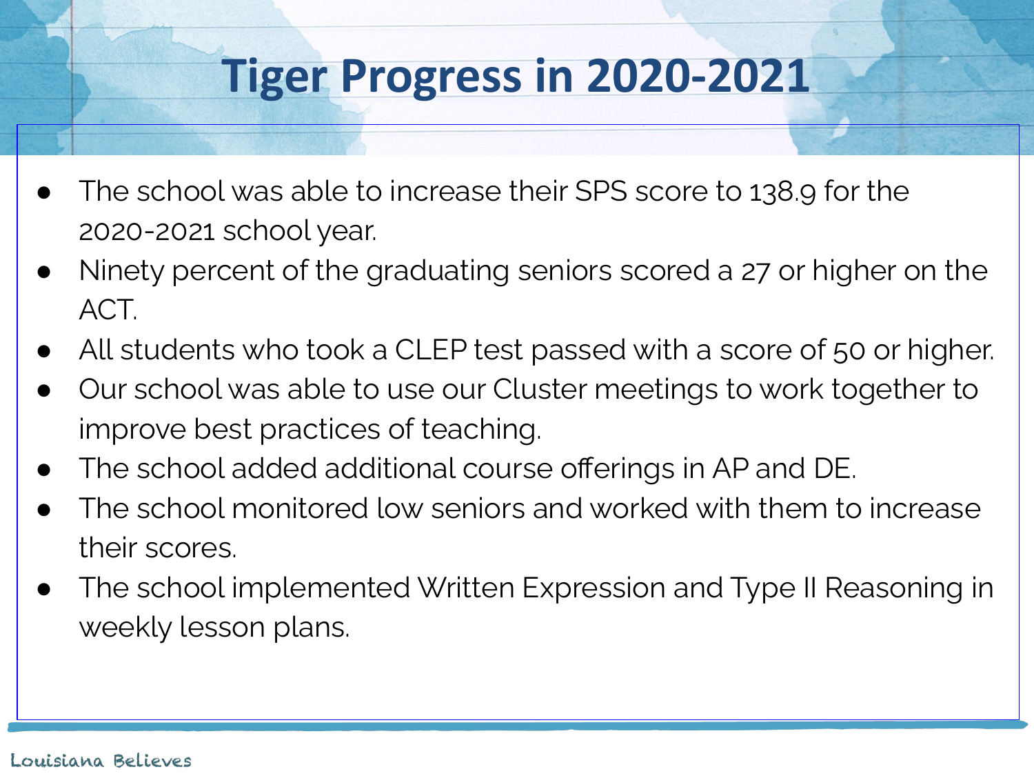# Tiger Progress in 2020-2021

- The school was able to increase their SPS score to 138.9 for the 2020-2021 school year.
- Ninety percent of the graduating seniors scored a 27 or higher on the ACT.
- All students who took a CLEP test passed with a score of 50 or higher.
- Our school was able to use our Cluster meetings to work together to improve best practices of teaching.
- The school added additional course offerings in AP and DE.
- The school monitored low seniors and worked with them to increase their scores.
- The school implemented Written Expression and Type II Reasoning in weekly lesson plans.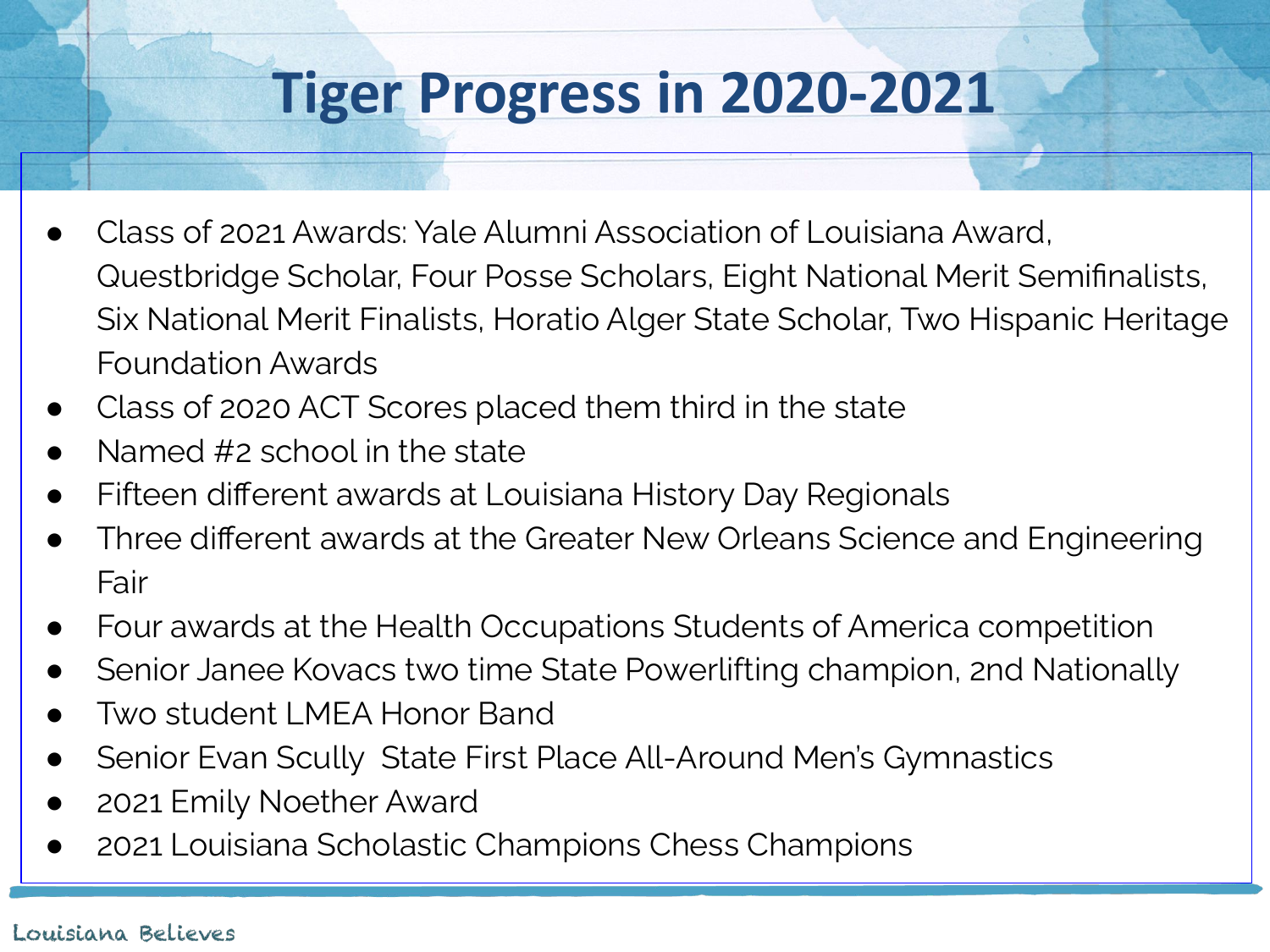# Tiger Progress in 2020-2021

- Class of 2021 Awards: Yale Alumni Association of Louisiana Award, Questbridge Scholar, Four Posse Scholars, Eight National Merit Semifinalists, Six National Merit Finalists, Horatio Alger State Scholar, Two Hispanic Heritage Foundation Awards
- Class of 2020 ACT Scores placed them third in the state
- Named #2 school in the state
- Fifteen different awards at Louisiana History Day Regionals
- Three different awards at the Greater New Orleans Science and Engineering Fair
- Four awards at the Health Occupations Students of America competition
- Senior Janee Kovacs two time State Powerlifting champion, 2nd Nationally
- Two student LMEA Honor Band
- Senior Evan Scully State First Place All-Around Men's Gymnastics
- 2021 Emily Noether Award
- 2021 Louisiana Scholastic Champions Chess Champions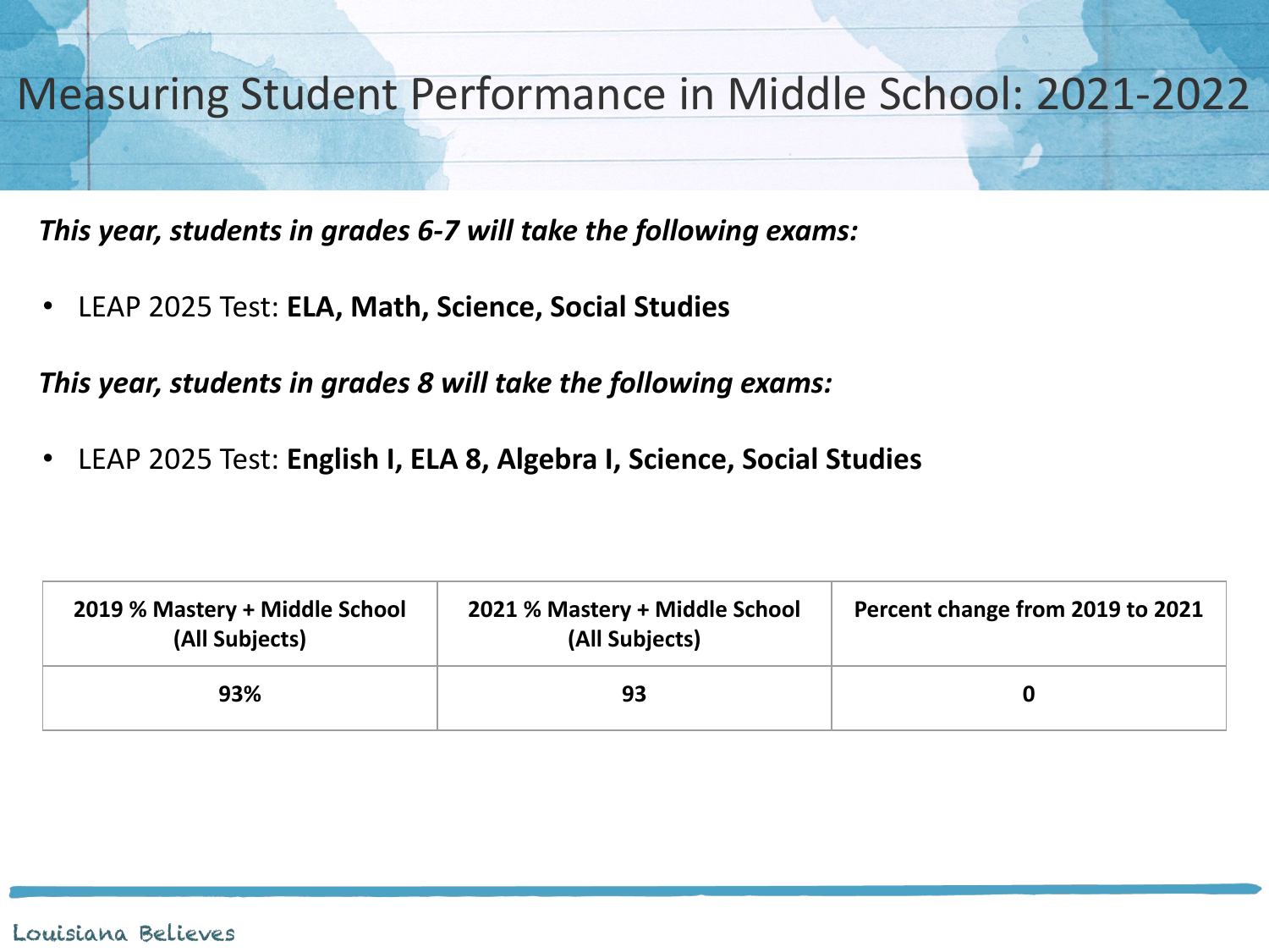# Measuring Student Performance in Middle School: 2021-2022

***This year, students in grades 6-7 will take the following exams:***

- LEAP 2025 Test: **ELA, Math, Science, Social Studies**

***This year, students in grades 8 will take the following exams:***

- LEAP 2025 Test: **English I, ELA 8, Algebra I, Science, Social Studies**

| 2019 % Mastery + Middle School (All Subjects) | 2021 % Mastery + Middle School (All Subjects) | Percent change from 2019 to 2021 |
| --- | --- | --- |
| 93% | 93 | 0 |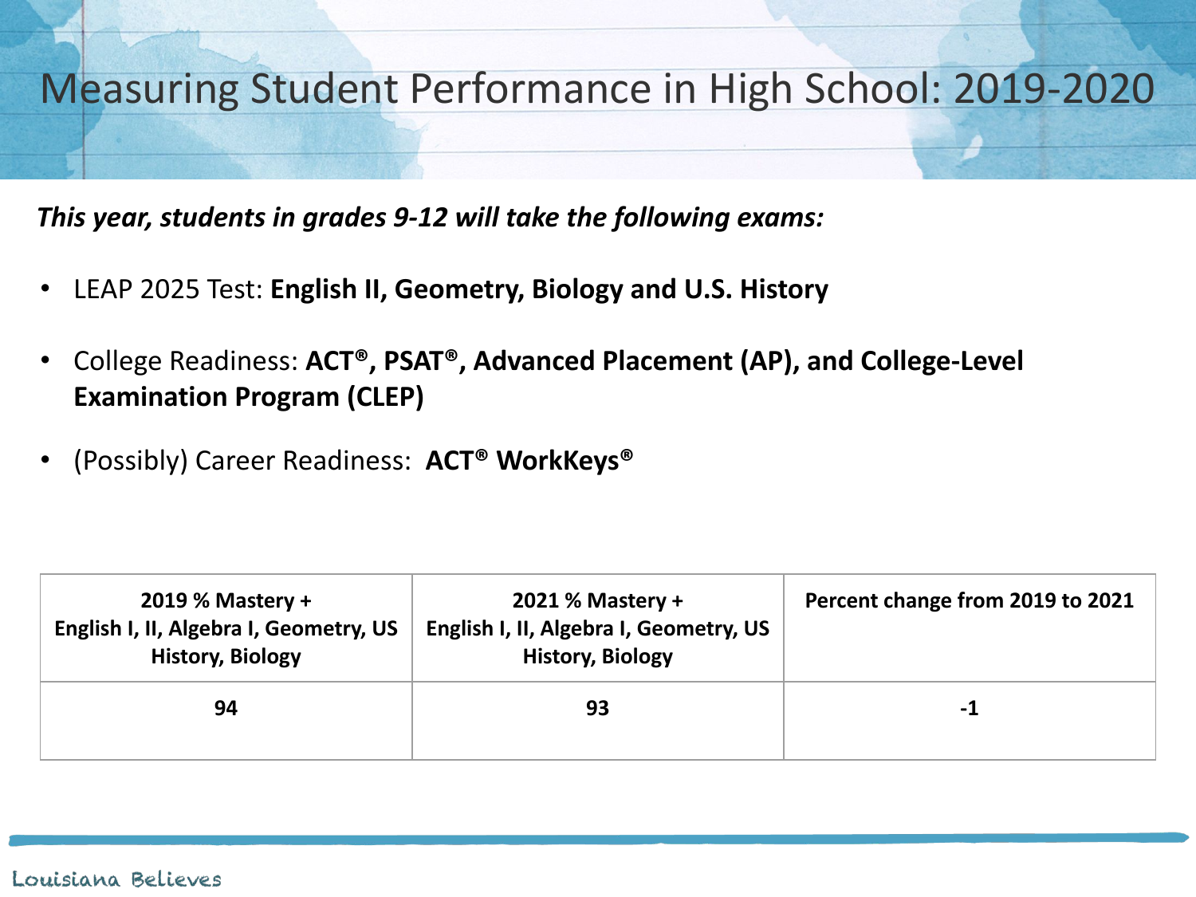# Measuring Student Performance in High School: 2019-2020

***This year, students in grades 9-12 will take the following exams:***

- LEAP 2025 Test: **English II, Geometry, Biology and U.S. History**
- College Readiness: **ACT®, PSAT®, Advanced Placement (AP), and College-Level Examination Program (CLEP)**
- (Possibly) Career Readiness: **ACT® WorkKeys®**

| 2019 % Mastery + English I, II, Algebra I, Geometry, US History, Biology | 2021 % Mastery + English I, II, Algebra I, Geometry, US History, Biology | Percent change from 2019 to 2021 |
|---|---|---|
| 94 | 93 | -1 |

Louisiana Believes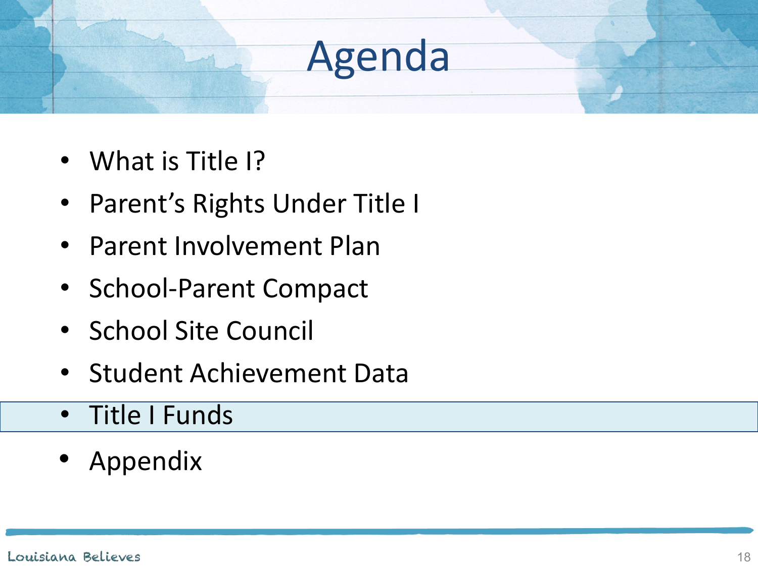# Agenda

- What is Title I?
- Parent's Rights Under Title I
- Parent Involvement Plan
- School-Parent Compact
- School Site Council
- Student Achievement Data
- Title I Funds
- Appendix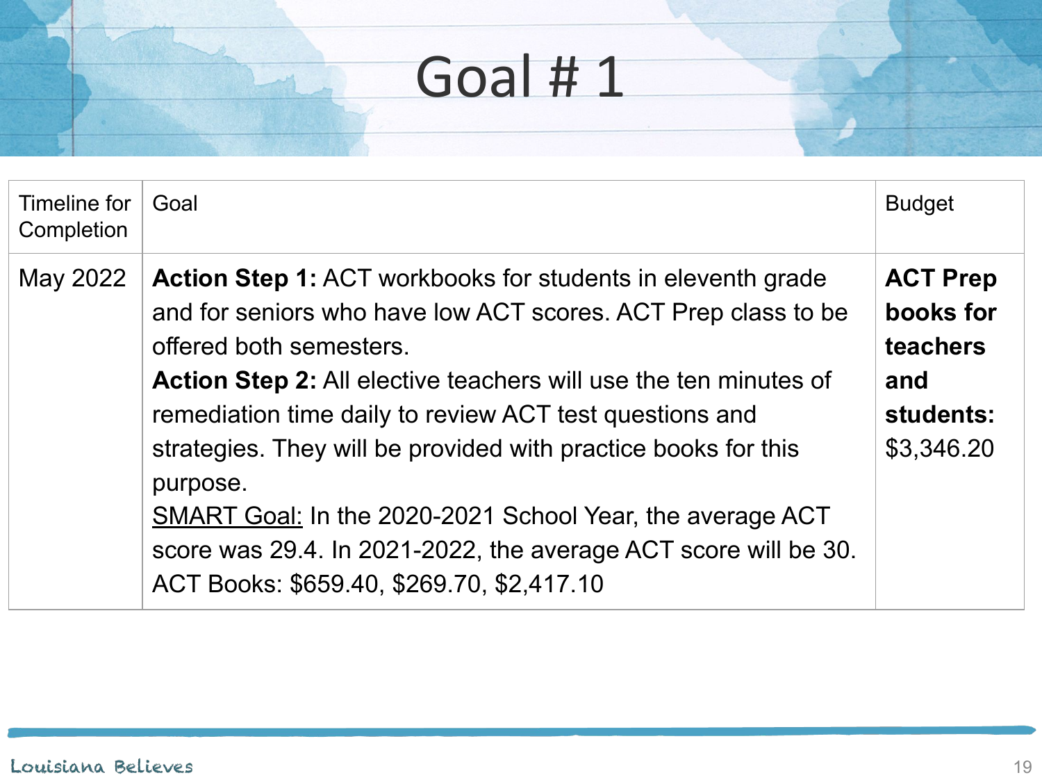# Goal # 1

| Timeline for Completion | Goal | Budget |
|---|---|---|
| May 2022 | **Action Step 1:** ACT workbooks for students in eleventh grade and for seniors who have low ACT scores. ACT Prep class to be offered both semesters.<br>**Action Step 2:** All elective teachers will use the ten minutes of remediation time daily to review ACT test questions and strategies. They will be provided with practice books for this purpose.<br><u>SMART Goal:</u> In the 2020-2021 School Year, the average ACT score was 29.4. In 2021-2022, the average ACT score will be 30.<br>ACT Books: $659.40, $269.70, $2,417.10 | **ACT Prep books for teachers and students:** $3,346.20 |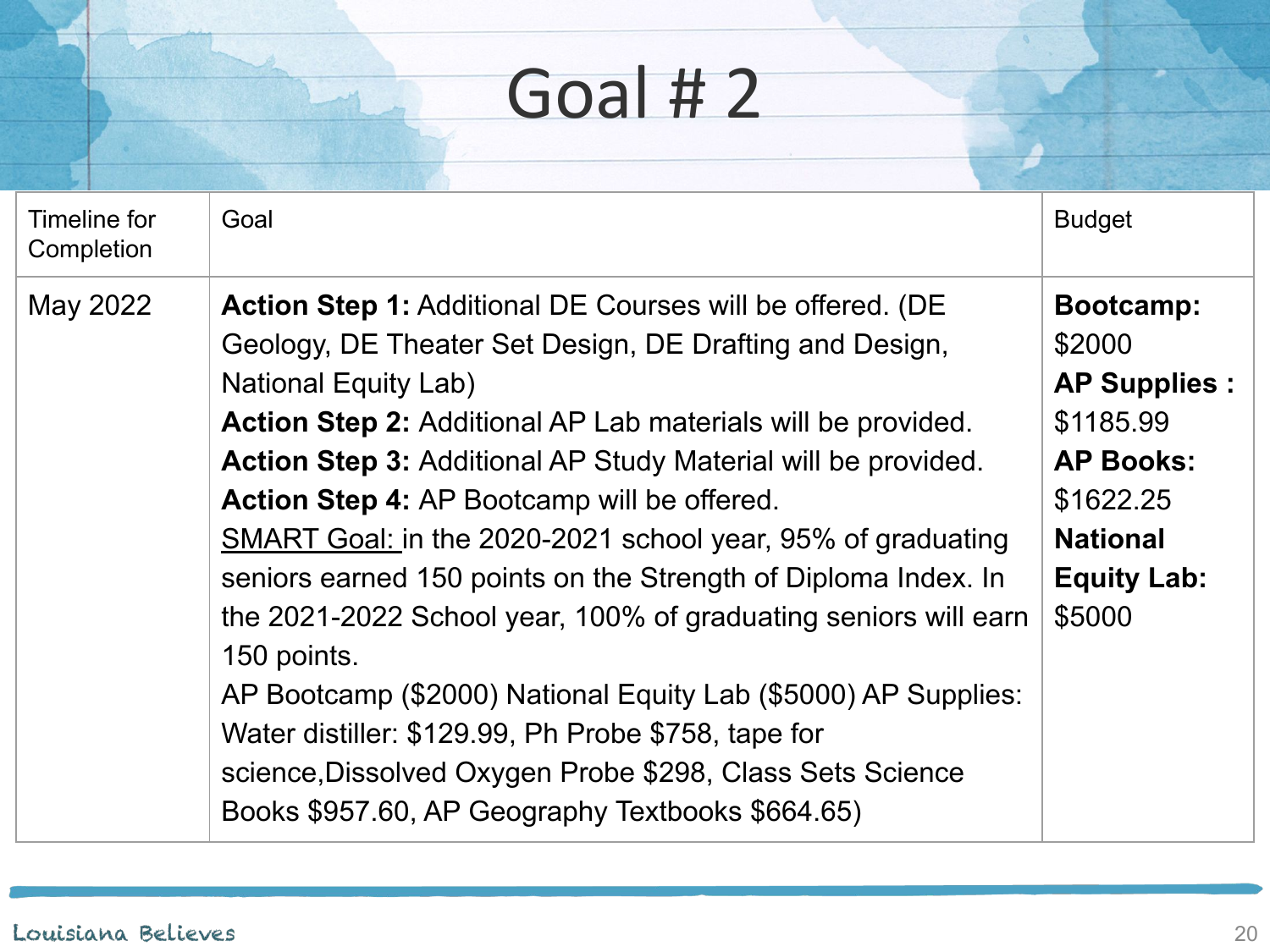# Goal # 2

| Timeline for Completion | Goal | Budget |
|---|---|---|
| May 2022 | **Action Step 1:** Additional DE Courses will be offered. (DE Geology, DE Theater Set Design, DE Drafting and Design, National Equity Lab)<br>**Action Step 2:** Additional AP Lab materials will be provided.<br>**Action Step 3:** Additional AP Study Material will be provided.<br>**Action Step 4:** AP Bootcamp will be offered.<br>SMART Goal: in the 2020-2021 school year, 95% of graduating seniors earned 150 points on the Strength of Diploma Index. In the 2021-2022 School year, 100% of graduating seniors will earn 150 points.<br>AP Bootcamp ($2000) National Equity Lab ($5000) AP Supplies: Water distiller: $129.99, Ph Probe $758, tape for science,Dissolved Oxygen Probe $298, Class Sets Science Books $957.60, AP Geography Textbooks $664.65) | **Bootcamp:** $2000<br>**AP Supplies :** $1185.99<br>**AP Books:** $1622.25<br>**National Equity Lab:** $5000 |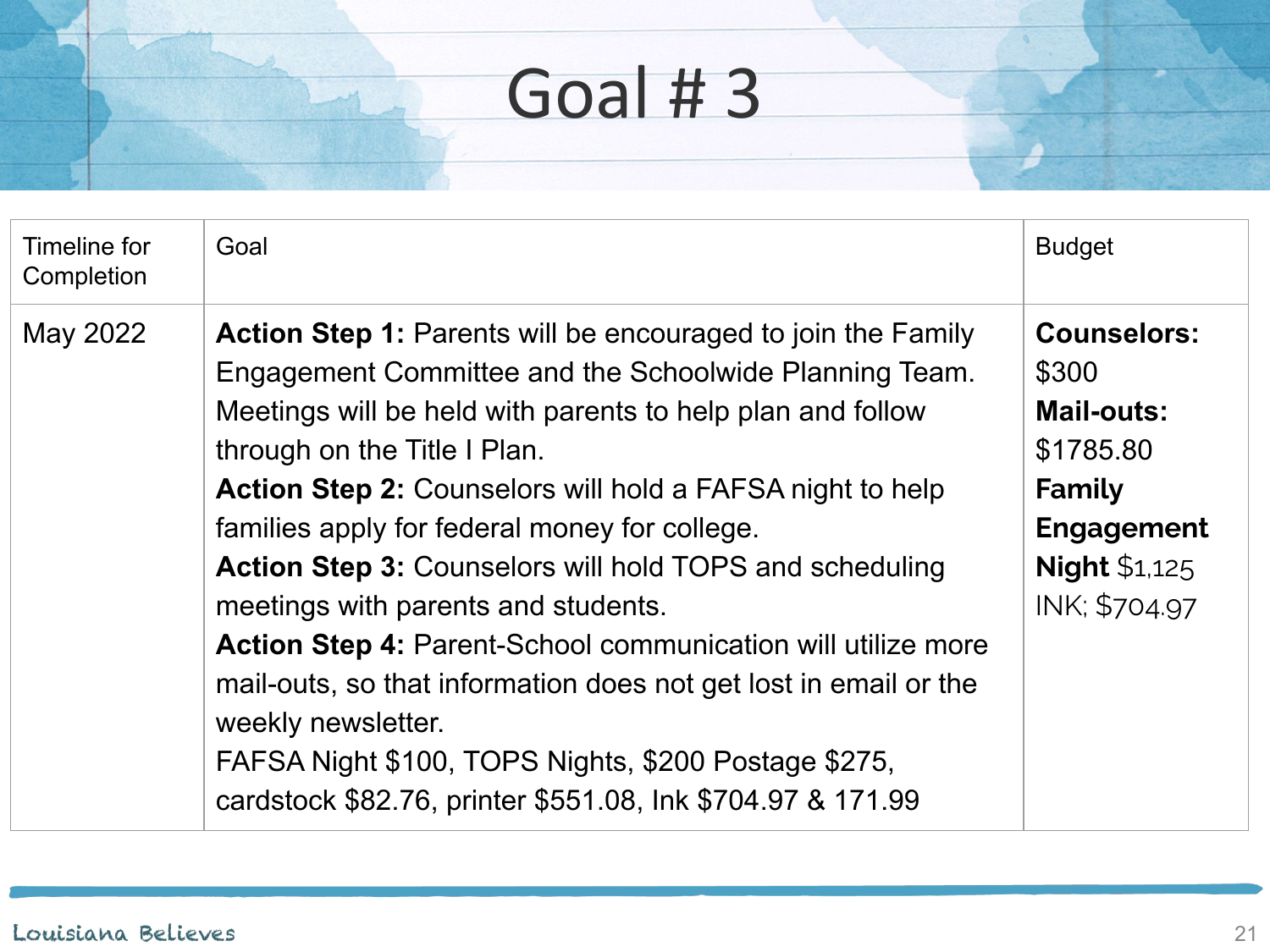# Goal # 3

| Timeline for Completion | Goal | Budget |
| --- | --- | --- |
| May 2022 | **Action Step 1:** Parents will be encouraged to join the Family Engagement Committee and the Schoolwide Planning Team. Meetings will be held with parents to help plan and follow through on the Title I Plan.<br>**Action Step 2:** Counselors will hold a FAFSA night to help families apply for federal money for college.<br>**Action Step 3:** Counselors will hold TOPS and scheduling meetings with parents and students.<br>**Action Step 4:** Parent-School communication will utilize more mail-outs, so that information does not get lost in email or the weekly newsletter.<br>FAFSA Night $100, TOPS Nights, $200 Postage $275, cardstock $82.76, printer $551.08, Ink $704.97 & 171.99 | **Counselors:** $300<br>**Mail-outs:** $1785.80<br>**Family Engagement Night** $1,125<br>INK; $704.97 |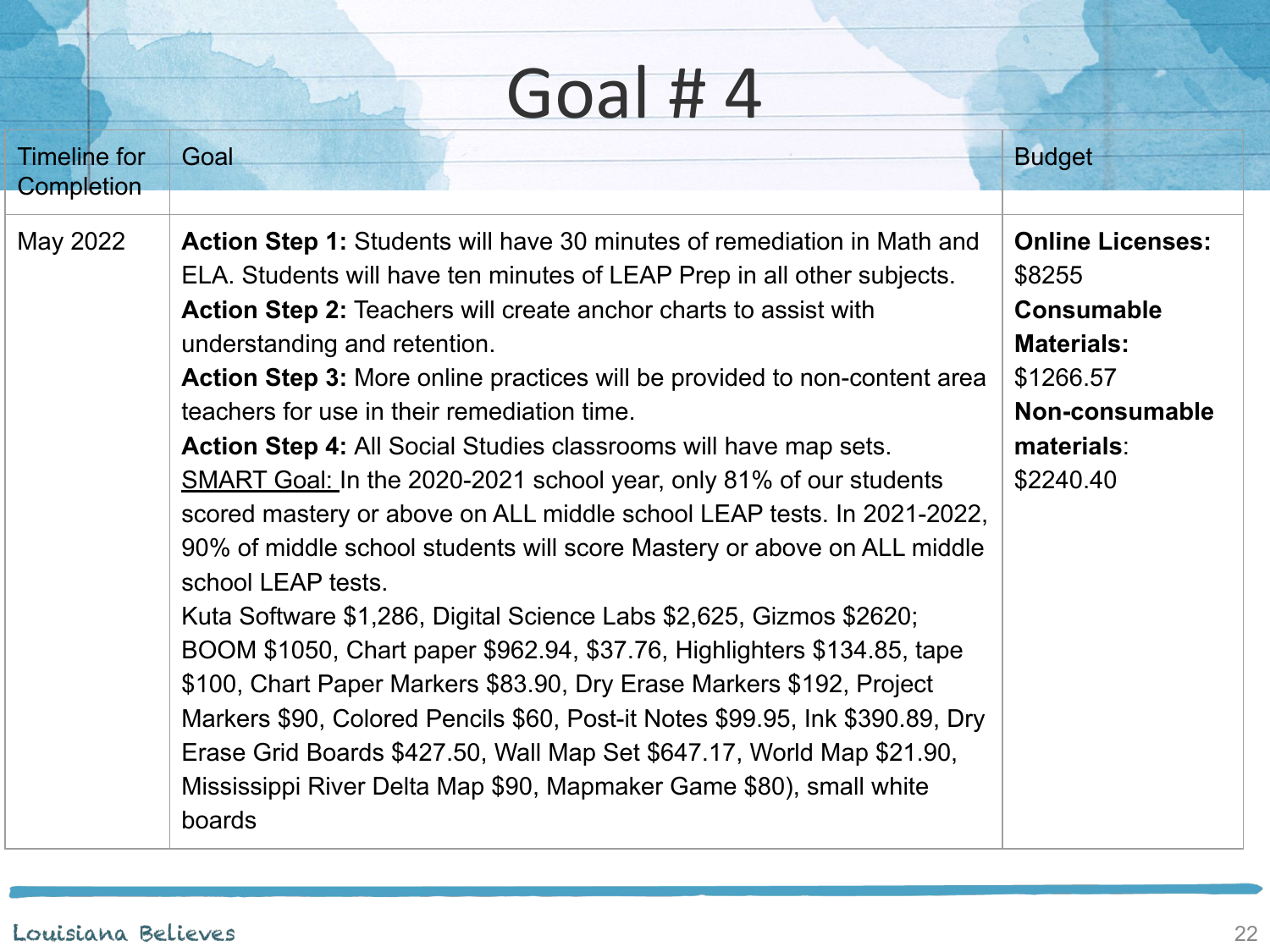# Goal # 4

| Timeline for Completion | Goal | Budget |
|---|---|---|
| May 2022 | **Action Step 1:** Students will have 30 minutes of remediation in Math and ELA. Students will have ten minutes of LEAP Prep in all other subjects.<br>**Action Step 2:** Teachers will create anchor charts to assist with understanding and retention.<br>**Action Step 3:** More online practices will be provided to non-content area teachers for use in their remediation time.<br>**Action Step 4:** All Social Studies classrooms will have map sets.<br>SMART Goal: In the 2020-2021 school year, only 81% of our students scored mastery or above on ALL middle school LEAP tests. In 2021-2022, 90% of middle school students will score Mastery or above on ALL middle school LEAP tests.<br>Kuta Software $1,286, Digital Science Labs $2,625, Gizmos $2620; BOOM $1050, Chart paper $962.94, $37.76, Highlights $134.85, tape $100, Chart Paper Markers $83.90, Dry Erase Markers $192, Project Markers $90, Colored Pencils $60, Post-it Notes $99.95, Ink $390.89, Dry Erase Grid Boards $427.50, Wall Map Set $647.17, World Map $21.90, Mississippi River Delta Map $90, Mapmaker Game $80), small white boards | **Online Licenses:** $8255<br>**Consumable Materials:** $1266.57<br>**Non-consumable materials**: $2240.40 |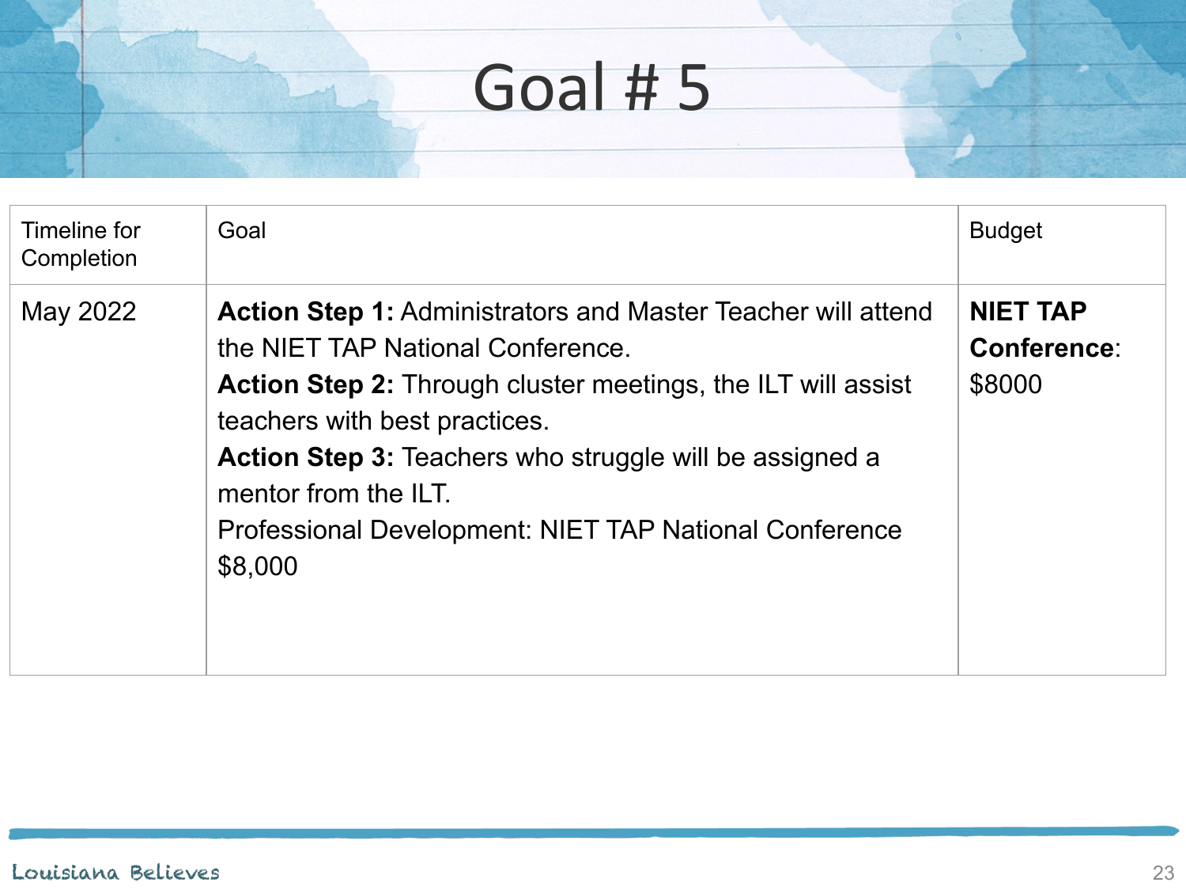# Goal # 5

| Timeline for Completion | Goal | Budget |
| --- | --- | --- |
| May 2022 | **Action Step 1:** Administrators and Master Teacher will attend the NIET TAP National Conference.<br>**Action Step 2:** Through cluster meetings, the ILT will assist teachers with best practices.<br>**Action Step 3:** Teachers who struggle will be assigned a mentor from the ILT.<br>Professional Development: NIET TAP National Conference $8,000 | **NIET TAP Conference**: $8000 |

Louisiana Believes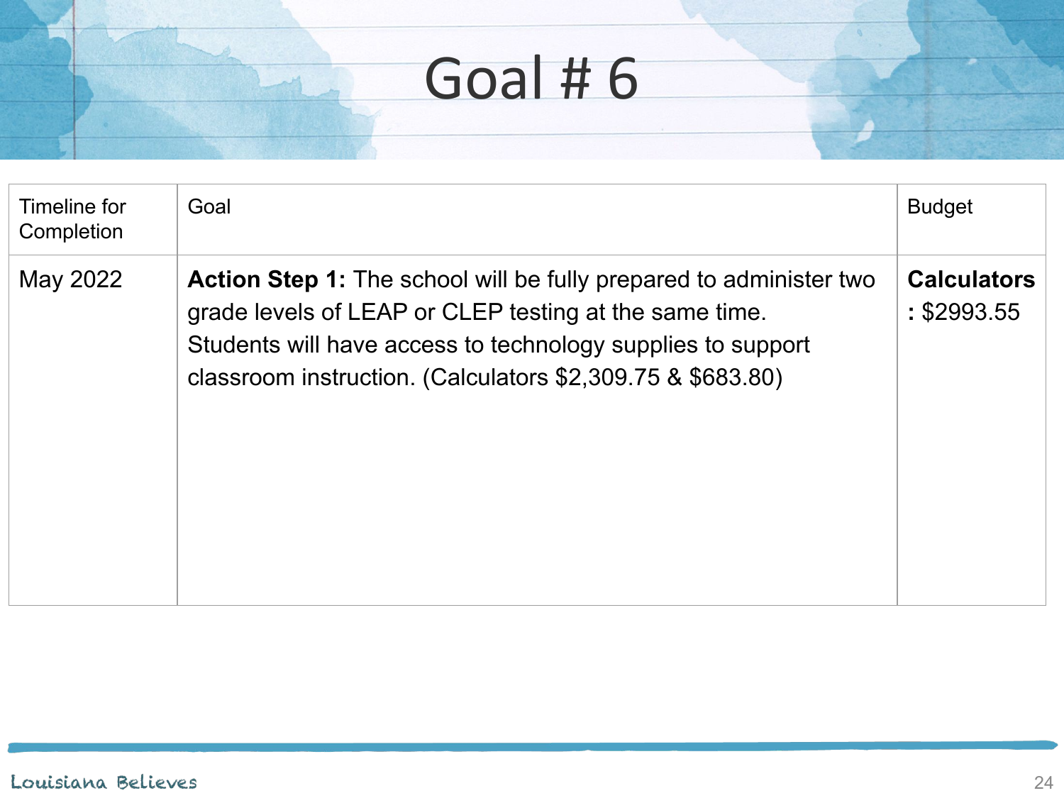# Goal # 6

| Timeline for Completion | Goal | Budget |
|---|---|---|
| May 2022 | **Action Step 1:** The school will be fully prepared to administer two grade levels of LEAP or CLEP testing at the same time. Students will have access to technology supplies to support classroom instruction. (Calculators $2,309.75 & $683.80) | **Calculators:** $2993.55 |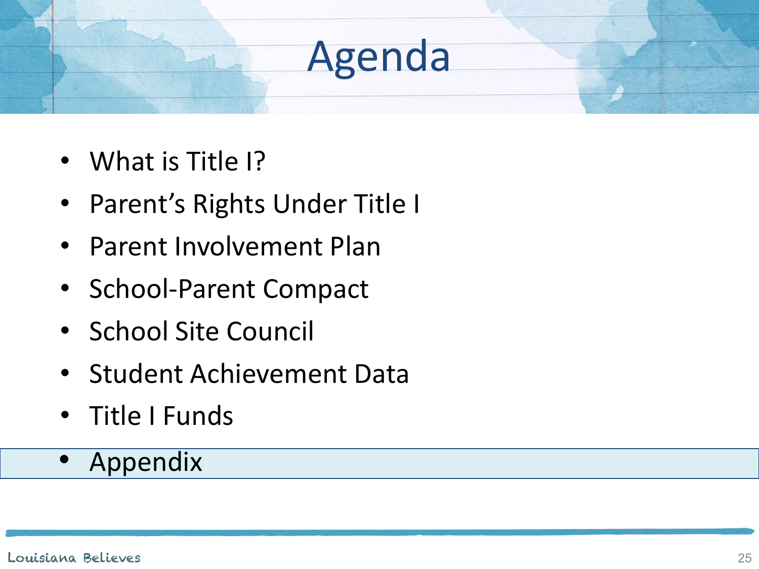# Agenda

- What is Title I?
- Parent's Rights Under Title I
- Parent Involvement Plan
- School-Parent Compact
- School Site Council
- Student Achievement Data
- Title I Funds
- Appendix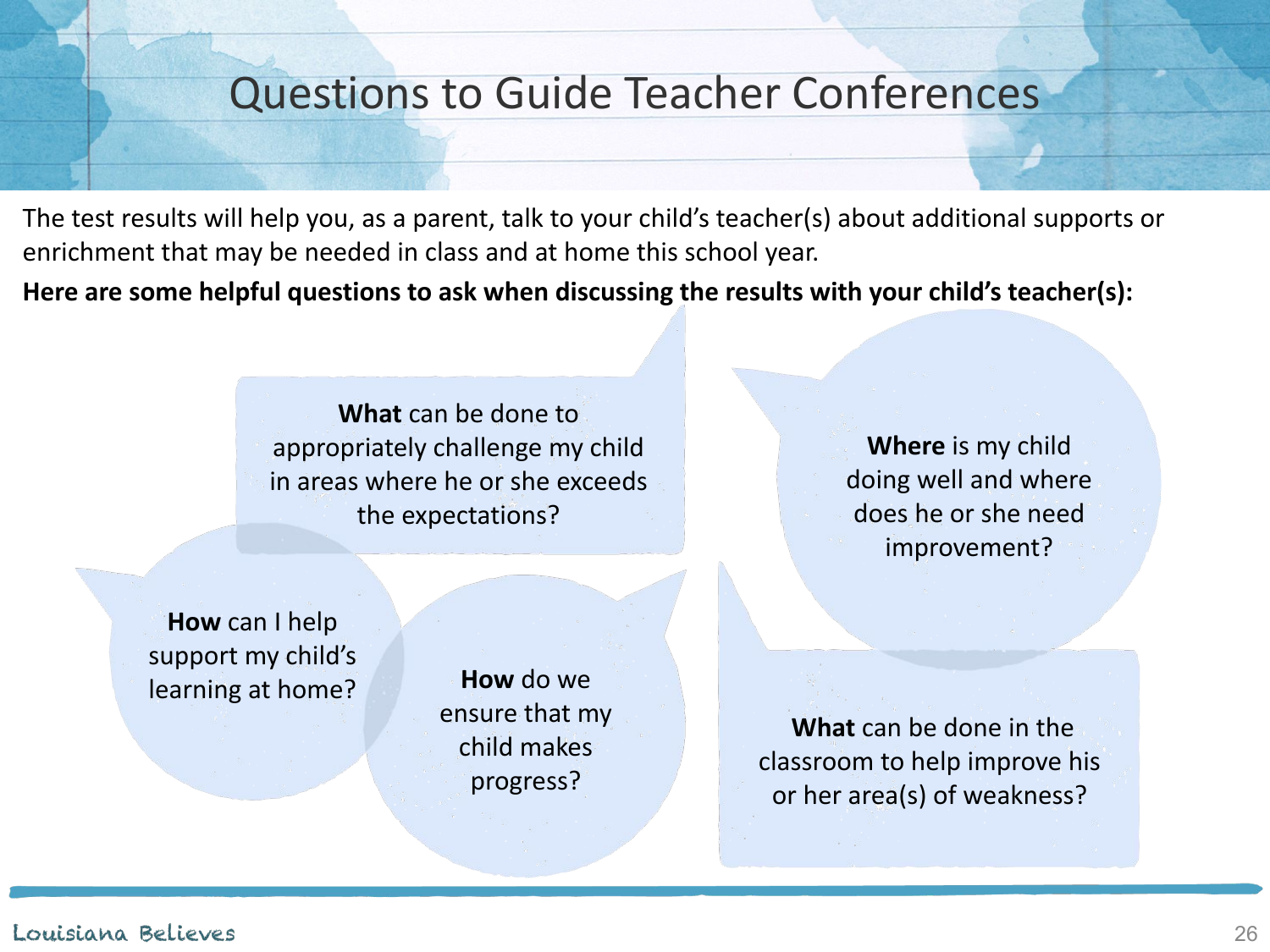# Questions to Guide Teacher Conferences

The test results will help you, as a parent, talk to your child's teacher(s) about additional supports or enrichment that may be needed in class and at home this school year.

**Here are some helpful questions to ask when discussing the results with your child's teacher(s):**

- **What** can be done to appropriately challenge my child in areas where he or she exceeds the expectations?
- **Where** is my child doing well and where does he or she need improvement?
- **How** can I help support my child's learning at home?
- **How** do we ensure that my child makes progress?
- **What** can be done in the classroom to help improve his or her area(s) of weakness?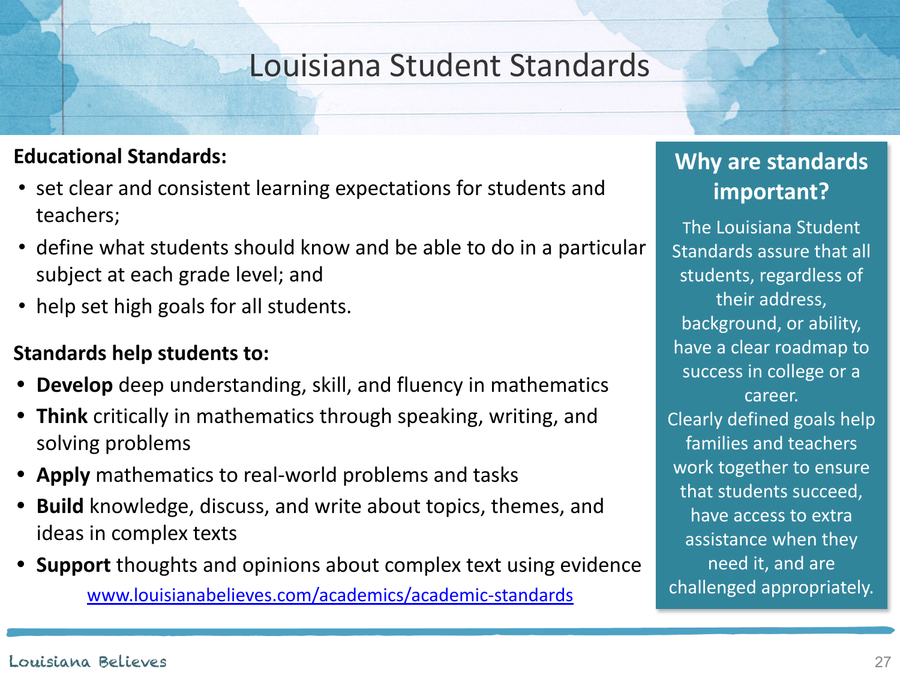# Louisiana Student Standards

**Educational Standards:**

- set clear and consistent learning expectations for students and teachers;
- define what students should know and be able to do in a particular subject at each grade level; and
- help set high goals for all students.

**Standards help students to:**

- **Develop** deep understanding, skill, and fluency in mathematics
- **Think** critically in mathematics through speaking, writing, and solving problems
- **Apply** mathematics to real-world problems and tasks
- **Build** knowledge, discuss, and write about topics, themes, and ideas in complex texts
- **Support** thoughts and opinions about complex text using evidence

www.louisianabelieves.com/academics/academic-standards

## Why are standards important?

The Louisiana Student Standards assure that all students, regardless of their address, background, or ability, have a clear roadmap to success in college or a career.

Clearly defined goals help families and teachers work together to ensure that students succeed, have access to extra assistance when they need it, and are challenged appropriately.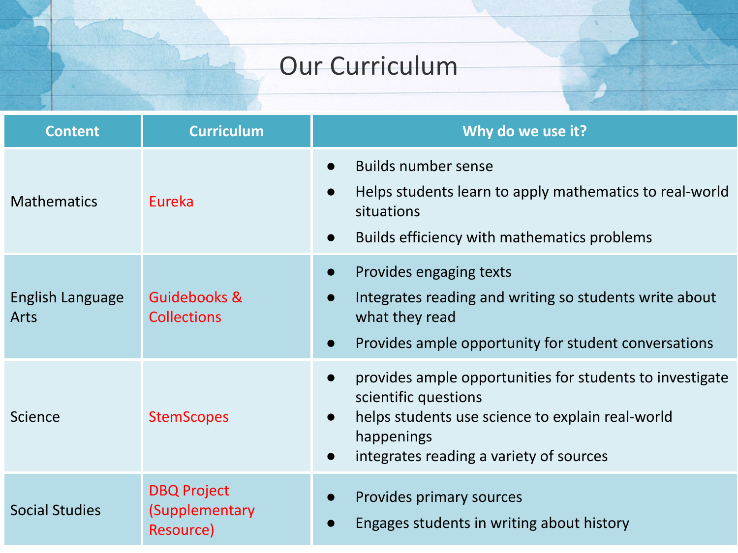# Our Curriculum

| Content | Curriculum | Why do we use it? |
|---|---|---|
| Mathematics | Eureka | ● Builds number sense<br>● Helps students learn to apply mathematics to real-world situations<br>● Builds efficiency with mathematics problems |
| English Language Arts | Guidebooks & Collections | ● Provides engaging texts<br>● Integrates reading and writing so students write about what they read<br>● Provides ample opportunity for student conversations |
| Science | StemScopes | ● provides ample opportunities for students to investigate scientific questions<br>● helps students use science to explain real-world happenings<br>● integrates reading a variety of sources |
| Social Studies | DBQ Project (Supplementary Resource) | ● Provides primary sources<br>● Engages students in writing about history |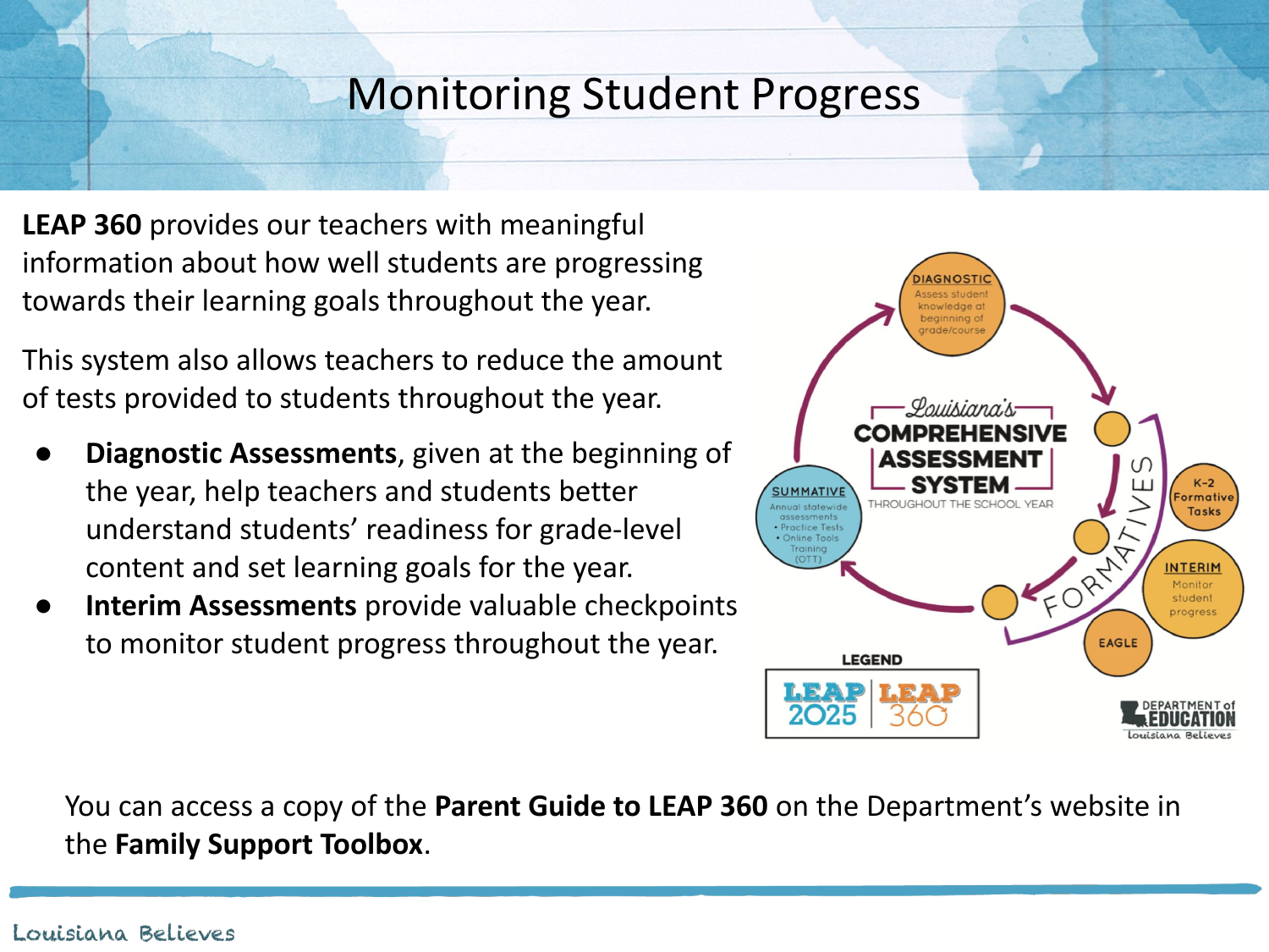# Monitoring Student Progress

**LEAP 360** provides our teachers with meaningful information about how well students are progressing towards their learning goals throughout the year.

This system also allows teachers to reduce the amount of tests provided to students throughout the year.

- **Diagnostic Assessments**, given at the beginning of the year, help teachers and students better understand students' readiness for grade-level content and set learning goals for the year.
- **Interim Assessments** provide valuable checkpoints to monitor student progress throughout the year.

Louisiana's COMPREHENSIVE ASSESSMENT SYSTEM THROUGHOUT THE SCHOOL YEAR

DIAGNOSTIC: Assess student knowledge at beginning of grade/course

FORMATIVES: K-2 Formative Tasks; INTERIM: Monitor student progress; EAGLE

SUMMATIVE: Annual statewide assessments • Practice Tests • Online Tools Training (OTT)

LEGEND: LEAP 2025 | LEAP 360

You can access a copy of the **Parent Guide to LEAP 360** on the Department's website in the **Family Support Toolbox**.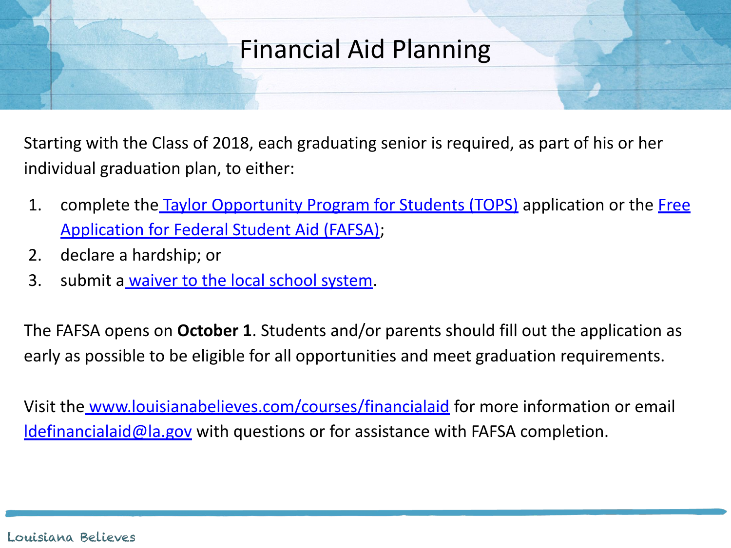# Financial Aid Planning

Starting with the Class of 2018, each graduating senior is required, as part of his or her individual graduation plan, to either:

1. complete the Taylor Opportunity Program for Students (TOPS) application or the Free Application for Federal Student Aid (FAFSA);
2. declare a hardship; or
3. submit a waiver to the local school system.

The FAFSA opens on **October 1**. Students and/or parents should fill out the application as early as possible to be eligible for all opportunities and meet graduation requirements.

Visit the www.louisianabelieves.com/courses/financialaid for more information or email ldefinancialaid@la.gov with questions or for assistance with FAFSA completion.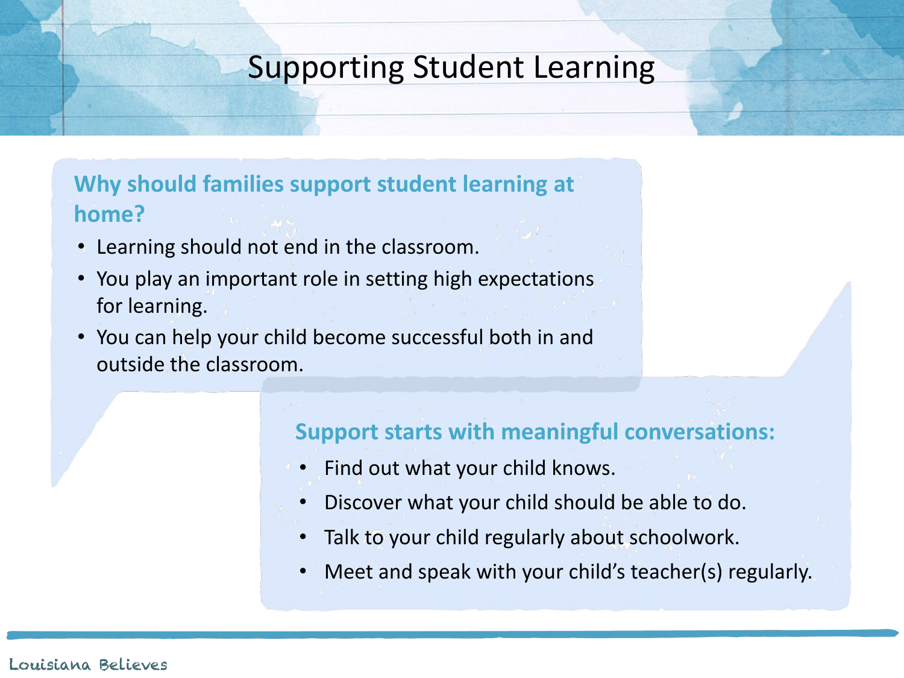# Supporting Student Learning

### Why should families support student learning at home?

- Learning should not end in the classroom.
- You play an important role in setting high expectations for learning.
- You can help your child become successful both in and outside the classroom.

### Support starts with meaningful conversations:

- Find out what your child knows.
- Discover what your child should be able to do.
- Talk to your child regularly about schoolwork.
- Meet and speak with your child's teacher(s) regularly.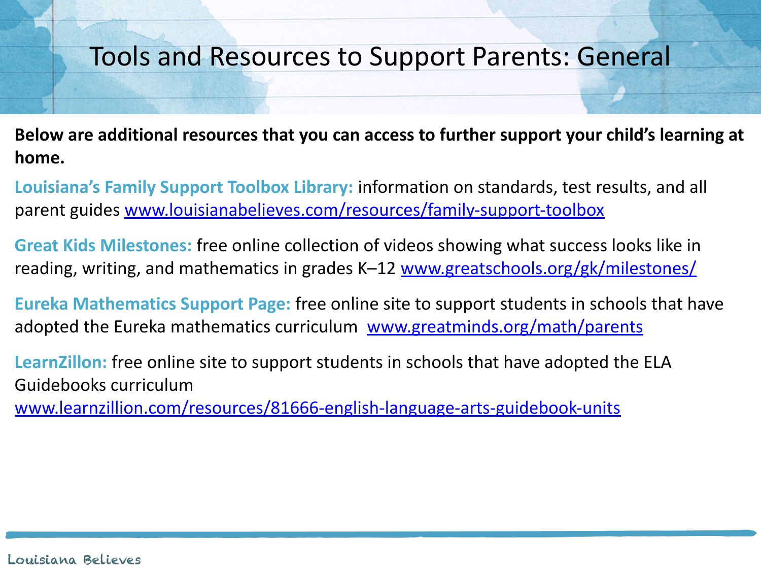# Tools and Resources to Support Parents: General

**Below are additional resources that you can access to further support your child's learning at home.**

**Louisiana's Family Support Toolbox Library:** information on standards, test results, and all parent guides www.louisianabelieves.com/resources/family-support-toolbox

**Great Kids Milestones:** free online collection of videos showing what success looks like in reading, writing, and mathematics in grades K–12 www.greatschools.org/gk/milestones/

**Eureka Mathematics Support Page:** free online site to support students in schools that have adopted the Eureka mathematics curriculum www.greatminds.org/math/parents

**LearnZillon:** free online site to support students in schools that have adopted the ELA Guidebooks curriculum
www.learnzillion.com/resources/81666-english-language-arts-guidebook-units